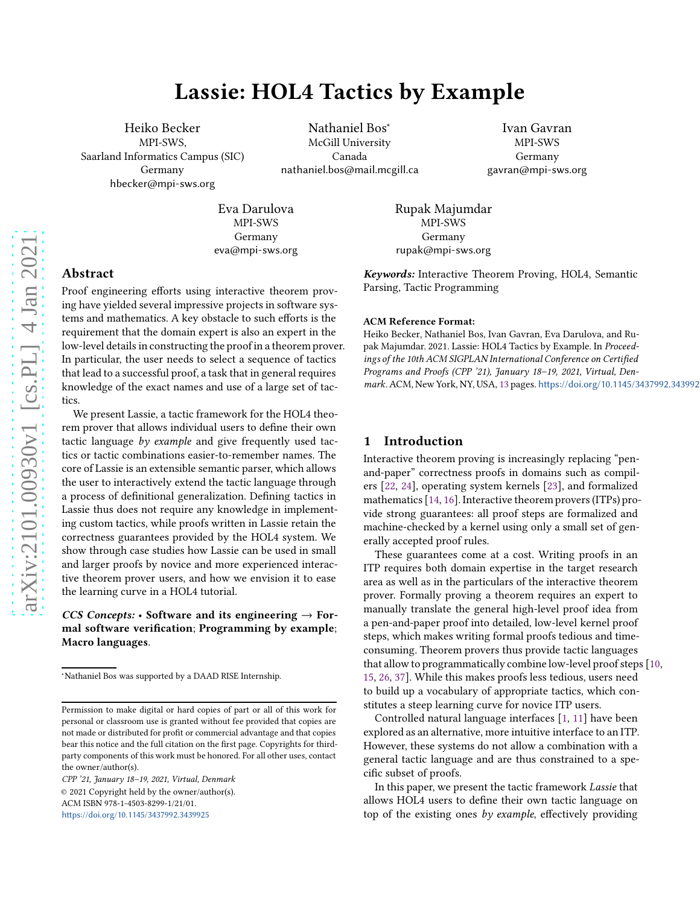# Lassie: HOL4 Tactics by Example

Heiko Becker
MPI-SWS,
Saarland Informatics Campus (SIC)
Germany
hbecker@mpi-sws.org

Nathaniel Bos*
McGill University
Canada
nathaniel.bos@mail.mcgill.ca

Ivan Gavran
MPI-SWS
Germany
gavran@mpi-sws.org

Eva Darulova
MPI-SWS
Germany
eva@mpi-sws.org

Rupak Majumdar
MPI-SWS
Germany
rupak@mpi-sws.org

## Abstract

Proof engineering efforts using interactive theorem proving have yielded several impressive projects in software systems and mathematics. A key obstacle to such efforts is the requirement that the domain expert is also an expert in the low-level details in constructing the proof in a theorem prover. In particular, the user needs to select a sequence of tactics that lead to a successful proof, a task that in general requires knowledge of the exact names and use of a large set of tactics.

We present Lassie, a tactic framework for the HOL4 theorem prover that allows individual users to define their own tactic language *by example* and give frequently used tactics or tactic combinations easier-to-remember names. The core of Lassie is an extensible semantic parser, which allows the user to interactively extend the tactic language through a process of definitional generalization. Defining tactics in Lassie thus does not require any knowledge in implementing custom tactics, while proofs written in Lassie retain the correctness guarantees provided by the HOL4 system. We show through case studies how Lassie can be used in small and larger proofs by novice and more experienced interactive theorem prover users, and how we envision it to ease the learning curve in a HOL4 tutorial.

***CCS Concepts:*** • **Software and its engineering** → **Formal software verification**; **Programming by example**; **Macro languages**.

***Keywords:*** Interactive Theorem Proving, HOL4, Semantic Parsing, Tactic Programming

**ACM Reference Format:**
Heiko Becker, Nathaniel Bos, Ivan Gavran, Eva Darulova, and Rupak Majumdar. 2021. Lassie: HOL4 Tactics by Example. In *Proceedings of the 10th ACM SIGPLAN International Conference on Certified Programs and Proofs (CPP '21), January 18–19, 2021, Virtual, Denmark*. ACM, New York, NY, USA, 13 pages. https://doi.org/10.1145/3437992.343992

*Nathaniel Bos was supported by a DAAD RISE Internship.

Permission to make digital or hard copies of part or all of this work for personal or classroom use is granted without fee provided that copies are not made or distributed for profit or commercial advantage and that copies bear this notice and the full citation on the first page. Copyrights for third-party components of this work must be honored. For all other uses, contact the owner/author(s).

*CPP '21, January 18–19, 2021, Virtual, Denmark*
© 2021 Copyright held by the owner/author(s).
ACM ISBN 978-1-4503-8299-1/21/01.
https://doi.org/10.1145/3437992.3439925

## 1 Introduction

Interactive theorem proving is increasingly replacing "pen-and-paper" correctness proofs in domains such as compilers [22, 24], operating system kernels [23], and formalized mathematics [14, 16]. Interactive theorem provers (ITPs) provide strong guarantees: all proof steps are formalized and machine-checked by a kernel using only a small set of generally accepted proof rules.

These guarantees come at a cost. Writing proofs in an ITP requires both domain expertise in the target research area as well as in the particulars of the interactive theorem prover. Formally proving a theorem requires an expert to manually translate the general high-level proof idea from a pen-and-paper proof into detailed, low-level kernel proof steps, which makes writing formal proofs tedious and time-consuming. Theorem provers thus provide tactic languages that allow to programmatically combine low-level proof steps [10, 15, 26, 37]. While this makes proofs less tedious, users need to build up a vocabulary of appropriate tactics, which constitutes a steep learning curve for novice ITP users.

Controlled natural language interfaces [1, 11] have been explored as an alternative, more intuitive interface to an ITP. However, these systems do not allow a combination with a general tactic language and are thus constrained to a specific subset of proofs.

In this paper, we present the tactic framework *Lassie* that allows HOL4 users to define their own tactic language on top of the existing ones *by example*, effectively providing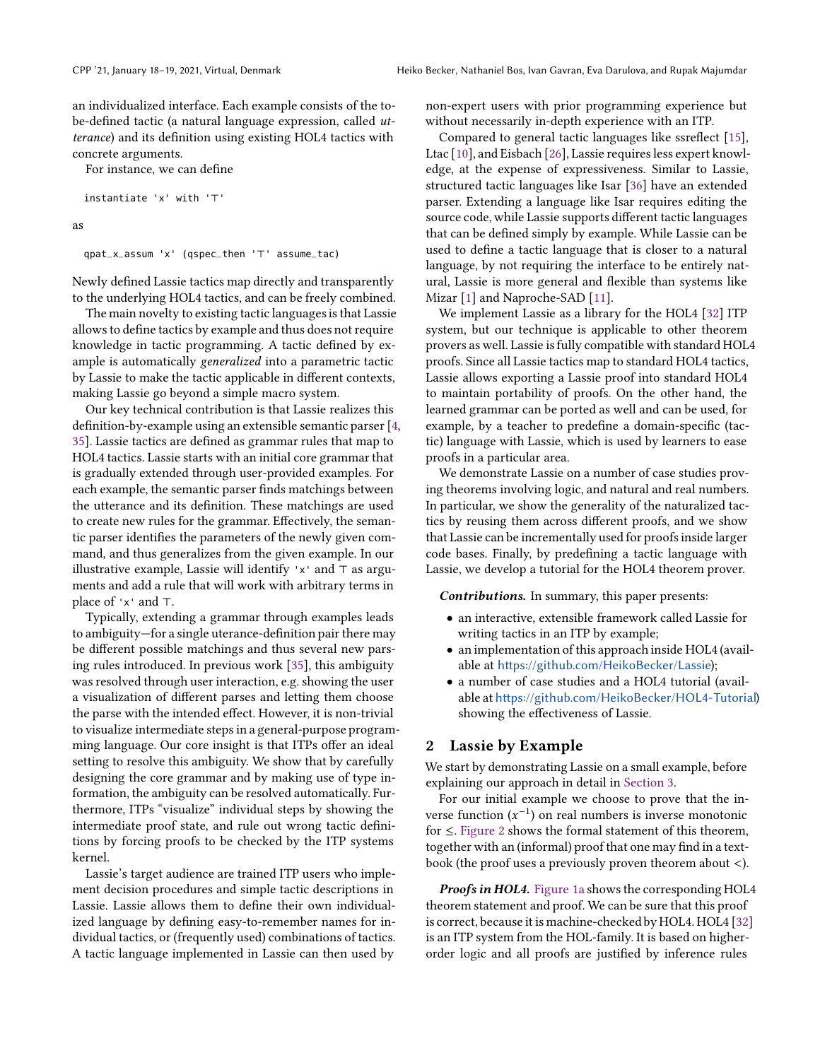an individualized interface. Each example consists of the to-be-defined tactic (a natural language expression, called *utterance*) and its definition using existing HOL4 tactics with concrete arguments.

For instance, we can define

```
instantiate 'x' with '⊤'
```

as

```
qpat_x_assum 'x' (qspec_then '⊤' assume_tac)
```

Newly defined Lassie tactics map directly and transparently to the underlying HOL4 tactics, and can be freely combined.

The main novelty to existing tactic languages is that Lassie allows to define tactics by example and thus does not require knowledge in tactic programming. A tactic defined by example is automatically *generalized* into a parametric tactic by Lassie to make the tactic applicable in different contexts, making Lassie go beyond a simple macro system.

Our key technical contribution is that Lassie realizes this definition-by-example using an extensible semantic parser [4, 35]. Lassie tactics are defined as grammar rules that map to HOL4 tactics. Lassie starts with an initial core grammar that is gradually extended through user-provided examples. For each example, the semantic parser finds matchings between the utterance and its definition. These matchings are used to create new rules for the grammar. Effectively, the semantic parser identifies the parameters of the newly given command, and thus generalizes from the given example. In our illustrative example, Lassie will identify 'x' and ⊤ as arguments and add a rule that will work with arbitrary terms in place of 'x' and ⊤.

Typically, extending a grammar through examples leads to ambiguity—for a single uterance-definition pair there may be different possible matchings and thus several new parsing rules introduced. In previous work [35], this ambiguity was resolved through user interaction, e.g. showing the user a visualization of different parses and letting them choose the parse with the intended effect. However, it is non-trivial to visualize intermediate steps in a general-purpose programming language. Our core insight is that ITPs offer an ideal setting to resolve this ambiguity. We show that by carefully designing the core grammar and by making use of type information, the ambiguity can be resolved automatically. Furthermore, ITPs "visualize" individual steps by showing the intermediate proof state, and rule out wrong tactic definitions by forcing proofs to be checked by the ITP systems kernel.

Lassie's target audience are trained ITP users who implement decision procedures and simple tactic descriptions in Lassie. Lassie allows them to define their own individualized language by defining easy-to-remember names for individual tactics, or (frequently used) combinations of tactics. A tactic language implemented in Lassie can then used by non-expert users with prior programming experience but without necessarily in-depth experience with an ITP.

Compared to general tactic languages like ssreflect [15], Ltac [10], and Eisbach [26], Lassie requires less expert knowledge, at the expense of expressiveness. Similar to Lassie, structured tactic languages like Isar [36] have an extended parser. Extending a language like Isar requires editing the source code, while Lassie supports different tactic languages that can be defined simply by example. While Lassie can be used to define a tactic language that is closer to a natural language, by not requiring the interface to be entirely natural, Lassie is more general and flexible than systems like Mizar [1] and Naproche-SAD [11].

We implement Lassie as a library for the HOL4 [32] ITP system, but our technique is applicable to other theorem provers as well. Lassie is fully compatible with standard HOL4 proofs. Since all Lassie tactics map to standard HOL4 tactics, Lassie allows exporting a Lassie proof into standard HOL4 to maintain portability of proofs. On the other hand, the learned grammar can be ported as well and can be used, for example, by a teacher to predefine a domain-specific (tactic) language with Lassie, which is used by learners to ease proofs in a particular area.

We demonstrate Lassie on a number of case studies proving theorems involving logic, and natural and real numbers. In particular, we show the generality of the naturalized tactics by reusing them across different proofs, and we show that Lassie can be incrementally used for proofs inside larger code bases. Finally, by predefining a tactic language with Lassie, we develop a tutorial for the HOL4 theorem prover.

***Contributions.*** In summary, this paper presents:

- an interactive, extensible framework called Lassie for writing tactics in an ITP by example;
- an implementation of this approach inside HOL4 (available at https://github.com/HeikoBecker/Lassie);
- a number of case studies and a HOL4 tutorial (available at https://github.com/HeikoBecker/HOL4-Tutorial) showing the effectiveness of Lassie.

## 2 Lassie by Example

We start by demonstrating Lassie on a small example, before explaining our approach in detail in Section 3.

For our initial example we choose to prove that the inverse function ($x^{-1}$) on real numbers is inverse monotonic for $\leq$. Figure 2 shows the formal statement of this theorem, together with an (informal) proof that one may find in a textbook (the proof uses a previously proven theorem about $<$).

***Proofs in HOL4.*** Figure 1a shows the corresponding HOL4 theorem statement and proof. We can be sure that this proof is correct, because it is machine-checked by HOL4. HOL4 [32] is an ITP system from the HOL-family. It is based on higher-order logic and all proofs are justified by inference rules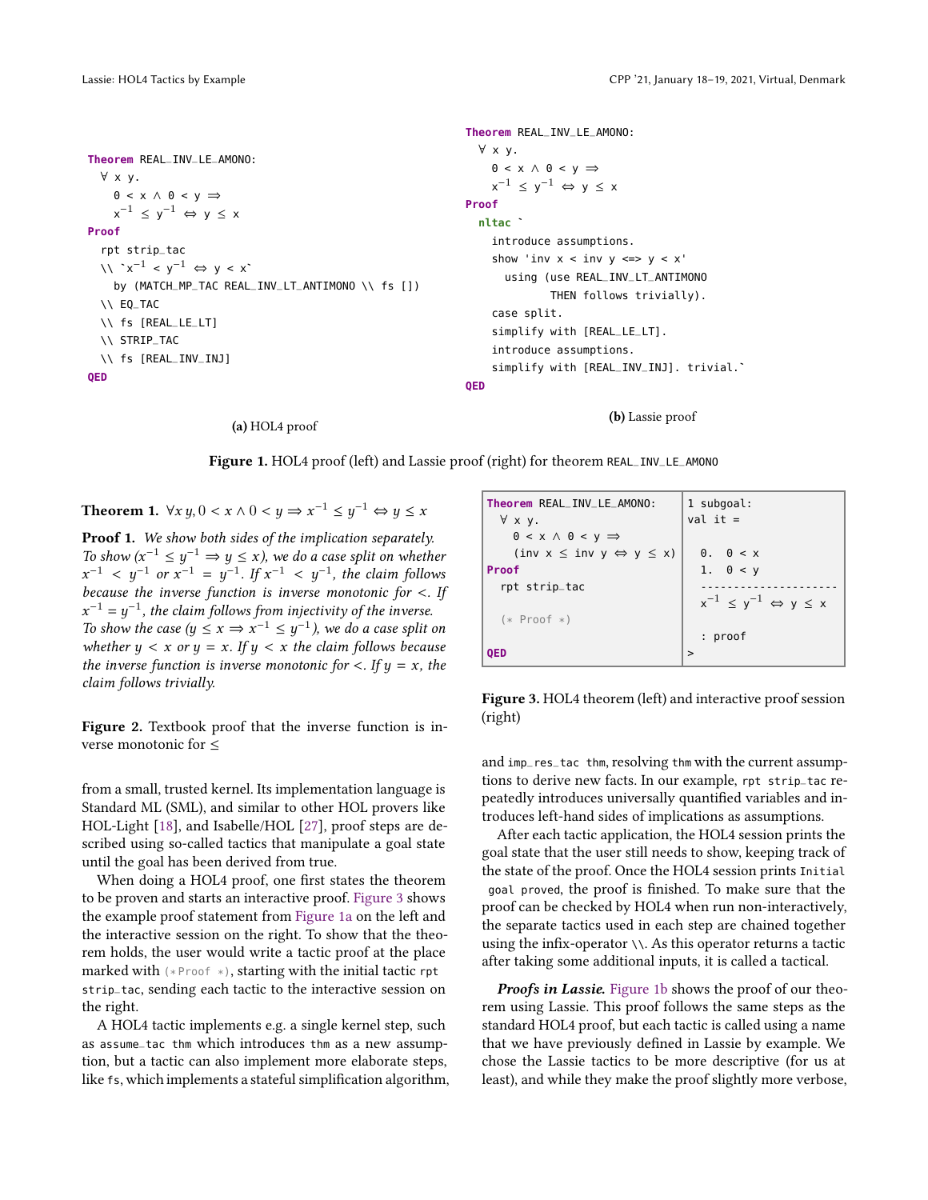```
Theorem REAL_INV_LE_AMONO:
  ∀ x y.
    0 < x ∧ 0 < y ⇒
    x⁻¹ ≤ y⁻¹ ⇔ y ≤ x
Proof
  rpt strip_tac
  \\ `x⁻¹ < y⁻¹ ⇔ y < x`
    by (MATCH_MP_TAC REAL_INV_LT_ANTIMONO \\ fs [])
  \\ EQ_TAC
  \\ fs [REAL_LE_LT]
  \\ STRIP_TAC
  \\ fs [REAL_INV_INJ]
QED
```

**(a)** HOL4 proof

```
Theorem REAL_INV_LE_AMONO:
  ∀ x y.
    0 < x ∧ 0 < y ⇒
    x⁻¹ ≤ y⁻¹ ⇔ y ≤ x
Proof
  nltac `
    introduce assumptions.
    show 'inv x < inv y <=> y < x'
      using (use REAL_INV_LT_ANTIMONO
             THEN follows trivially).
    case split.
    simplify with [REAL_LE_LT].
    introduce assumptions.
    simplify with [REAL_INV_INJ]. trivial.`
QED
```

**(b)** Lassie proof

**Figure 1.** HOL4 proof (left) and Lassie proof (right) for theorem REAL_INV_LE_AMONO

**Theorem 1.** $\forall x\, y, 0 < x \wedge 0 < y \Rightarrow x^{-1} \leq y^{-1} \Leftrightarrow y \leq x$

**Proof 1.** *We show both sides of the implication separately. To show ($x^{-1} \leq y^{-1} \Rightarrow y \leq x$), we do a case split on whether $x^{-1} < y^{-1}$ or $x^{-1} = y^{-1}$. If $x^{-1} < y^{-1}$, the claim follows because the inverse function is inverse monotonic for $<$. If $x^{-1} = y^{-1}$, the claim follows from injectivity of the inverse. To show the case ($y \leq x \Rightarrow x^{-1} \leq y^{-1}$), we do a case split on whether $y < x$ or $y = x$. If $y < x$ the claim follows because the inverse function is inverse monotonic for $<$. If $y = x$, the claim follows trivially.*

**Figure 2.** Textbook proof that the inverse function is inverse monotonic for $\leq$

from a small, trusted kernel. Its implementation language is Standard ML (SML), and similar to other HOL provers like HOL-Light [18], and Isabelle/HOL [27], proof steps are described using so-called tactics that manipulate a goal state until the goal has been derived from true.

When doing a HOL4 proof, one first states the theorem to be proven and starts an interactive proof. Figure 3 shows the example proof statement from Figure 1a on the left and the interactive session on the right. To show that the theorem holds, the user would write a tactic proof at the place marked with `(* Proof *)`, starting with the initial tactic `rpt strip_tac`, sending each tactic to the interactive session on the right.

A HOL4 tactic implements e.g. a single kernel step, such as `assume_tac thm` which introduces `thm` as a new assumption, but a tactic can also implement more elaborate steps, like `fs`, which implements a stateful simplification algorithm,

```
Theorem REAL_INV_LE_AMONO:        | 1 subgoal:
  ∀ x y.                          | val it =
    0 < x ∧ 0 < y ⇒               |
    (inv x ≤ inv y ⇔ y ≤ x)       |   0.  0 < x
Proof                             |   1.  0 < y
  rpt strip_tac                   |   --------------------
                                  |   x⁻¹ ≤ y⁻¹ ⇔ y ≤ x
  (* Proof *)                     |
                                  |   : proof
QED                               | >
```

**Figure 3.** HOL4 theorem (left) and interactive proof session (right)

and `imp_res_tac thm`, resolving `thm` with the current assumptions to derive new facts. In our example, `rpt strip_tac` repeatedly introduces universally quantified variables and introduces left-hand sides of implications as assumptions.

After each tactic application, the HOL4 session prints the goal state that the user still needs to show, keeping track of the state of the proof. Once the HOL4 session prints `Initial goal proved`, the proof is finished. To make sure that the proof can be checked by HOL4 when run non-interactively, the separate tactics used in each step are chained together using the infix-operator `\\`. As this operator returns a tactic after taking some additional inputs, it is called a tactical.

***Proofs in Lassie.*** Figure 1b shows the proof of our theorem using Lassie. This proof follows the same steps as the standard HOL4 proof, but each tactic is called using a name that we have previously defined in Lassie by example. We chose the Lassie tactics to be more descriptive (for us at least), and while they make the proof slightly more verbose,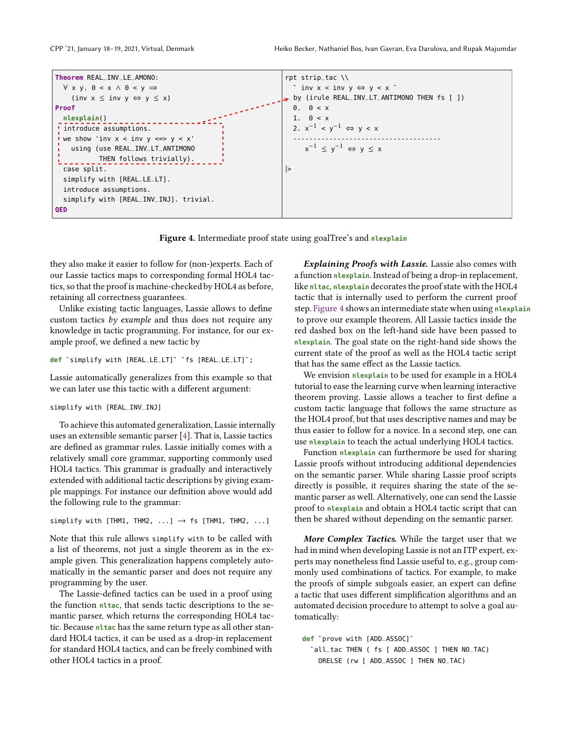```
Theorem REAL_INV_LE_AMONO:
  ∀ x y. 0 < x ∧ 0 < y ⇒
    (inv x ≤ inv y ⇔ y ≤ x)
Proof
  nlexplain()
  introduce assumptions.
  we show 'inv x < inv y <=> y < x'
    using (use REAL_INV_LT_ANTIMONO
           THEN follows trivially).
  case split.
  simplify with [REAL_LE_LT].
  introduce assumptions.
  simplify with [REAL_INV_INJ]. trivial.
QED
```

```
rpt strip_tac \\
  ` inv x < inv y ⇔ y < x `
  by (irule REAL_INV_LT_ANTIMONO THEN fs [ ])
  0.  0 < x
  1.  0 < x
  2. x^-1 < y^-1 ⇔ y < x
  ------------------------------------
      x^-1 ≤ y^-1 ⇔ y ≤ x

|>
```

**Figure 4.** Intermediate proof state using goalTree's and `nlexplain`

they also make it easier to follow for (non-)experts. Each of our Lassie tactics maps to corresponding formal HOL4 tactics, so that the proof is machine-checked by HOL4 as before, retaining all correctness guarantees.

Unlike existing tactic languages, Lassie allows to define custom tactics *by example* and thus does not require any knowledge in tactic programming. For instance, for our example proof, we defined a new tactic by

```
def `simplify with [REAL_LE_LT]` `fs [REAL_LE_LT]`;
```

Lassie automatically generalizes from this example so that we can later use this tactic with a different argument:

```
simplify with [REAL_INV_INJ]
```

To achieve this automated generalization, Lassie internally uses an extensible semantic parser [4]. That is, Lassie tactics are defined as grammar rules. Lassie initially comes with a relatively small core grammar, supporting commonly used HOL4 tactics. This grammar is gradually and interactively extended with additional tactic descriptions by giving example mappings. For instance our definition above would add the following rule to the grammar:

```
simplify with [THM1, THM2, ...] → fs [THM1, THM2, ...]
```

Note that this rule allows `simplify with` to be called with a list of theorems, not just a single theorem as in the example given. This generalization happens completely automatically in the semantic parser and does not require any programming by the user.

The Lassie-defined tactics can be used in a proof using the function `nltac`, that sends tactic descriptions to the semantic parser, which returns the corresponding HOL4 tactic. Because `nltac` has the same return type as all other standard HOL4 tactics, it can be used as a drop-in replacement for standard HOL4 tactics, and can be freely combined with other HOL4 tactics in a proof.

***Explaining Proofs with Lassie.*** Lassie also comes with a function `nlexplain`. Instead of being a drop-in replacement, like `nltac`, `nlexplain` decorates the proof state with the HOL4 tactic that is internally used to perform the current proof step. Figure 4 shows an intermediate state when using `nlexplain` to prove our example theorem. All Lassie tactics inside the red dashed box on the left-hand side have been passed to `nlexplain`. The goal state on the right-hand side shows the current state of the proof as well as the HOL4 tactic script that has the same effect as the Lassie tactics.

We envision `nlexplain` to be used for example in a HOL4 tutorial to ease the learning curve when learning interactive theorem proving. Lassie allows a teacher to first define a custom tactic language that follows the same structure as the HOL4 proof, but that uses descriptive names and may be thus easier to follow for a novice. In a second step, one can use `nlexplain` to teach the actual underlying HOL4 tactics.

Function `nlexplain` can furthermore be used for sharing Lassie proofs without introducing additional dependencies on the semantic parser. While sharing Lassie proof scripts directly is possible, it requires sharing the state of the semantic parser as well. Alternatively, one can send the Lassie proof to `nlexplain` and obtain a HOL4 tactic script that can then be shared without depending on the semantic parser.

***More Complex Tactics.*** While the target user that we had in mind when developing Lassie is not an ITP expert, experts may nonetheless find Lassie useful to, e.g., group commonly used combinations of tactics. For example, to make the proofs of simple subgoals easier, an expert can define a tactic that uses different simplification algorithms and an automated decision procedure to attempt to solve a goal automatically:

```
def `prove with [ADD_ASSOC]`
  `all_tac THEN ( fs [ ADD_ASSOC ] THEN NO_TAC)
    ORELSE (rw [ ADD_ASSOC ] THEN NO_TAC)
```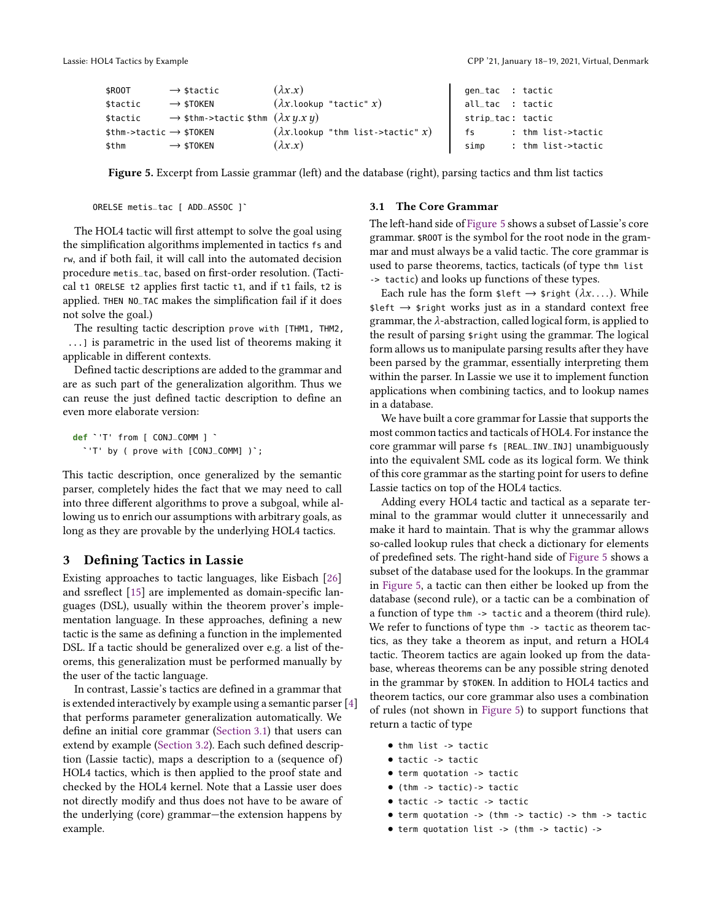```
$ROOT          → $tactic                (λx.x)
$tactic        → $TOKEN                 (λx.lookup "tactic" x)
$tactic        → $thm->tactic $thm      (λx y.x y)
$thm->tactic   → $TOKEN                 (λx.lookup "thm list->tactic" x)
$thm           → $TOKEN                 (λx.x)
```

```
gen_tac  : tactic
all_tac  : tactic
strip_tac: tactic
fs       : thm list->tactic
simp     : thm list->tactic
```

**Figure 5.** Excerpt from Lassie grammar (left) and the database (right), parsing tactics and thm list tactics

```
ORELSE metis_tac [ ADD_ASSOC ]`
```

The HOL4 tactic will first attempt to solve the goal using the simplification algorithms implemented in tactics `fs` and `rw`, and if both fail, it will call into the automated decision procedure `metis_tac`, based on first-order resolution. (Tactical `t1 ORELSE t2` applies first tactic `t1`, and if `t1` fails, `t2` is applied. `THEN NO_TAC` makes the simplification fail if it does not solve the goal.)

The resulting tactic description `prove with [THM1, THM2, ...]` is parametric in the used list of theorems making it applicable in different contexts.

Defined tactic descriptions are added to the grammar and are as such part of the generalization algorithm. Thus we can reuse the just defined tactic description to define an even more elaborate version:

```
def `'T' from [ CONJ_COMM ] `
  `'T' by ( prove with [CONJ_COMM] )`;
```

This tactic description, once generalized by the semantic parser, completely hides the fact that we may need to call into three different algorithms to prove a subgoal, while allowing us to enrich our assumptions with arbitrary goals, as long as they are provable by the underlying HOL4 tactics.

## 3 Defining Tactics in Lassie

Existing approaches to tactic languages, like Eisbach [26] and ssreflect [15] are implemented as domain-specific languages (DSL), usually within the theorem prover's implementation language. In these approaches, defining a new tactic is the same as defining a function in the implemented DSL. If a tactic should be generalized over e.g. a list of theorems, this generalization must be performed manually by the user of the tactic language.

In contrast, Lassie's tactics are defined in a grammar that is extended interactively by example using a semantic parser [4] that performs parameter generalization automatically. We define an initial core grammar (Section 3.1) that users can extend by example (Section 3.2). Each such defined description (Lassie tactic), maps a description to a (sequence of) HOL4 tactics, which is then applied to the proof state and checked by the HOL4 kernel. Note that a Lassie user does not directly modify and thus does not have to be aware of the underlying (core) grammar—the extension happens by example.

### 3.1 The Core Grammar

The left-hand side of Figure 5 shows a subset of Lassie's core grammar. `$ROOT` is the symbol for the root node in the grammar and must always be a valid tactic. The core grammar is used to parse theorems, tactics, tacticals (of type `thm list -> tactic`) and looks up functions of these types.

Each rule has the form `$left` → `$right` $(\lambda x. \ldots)$. While `$left` → `$right` works just as in a standard context free grammar, the $\lambda$-abstraction, called logical form, is applied to the result of parsing `$right` using the grammar. The logical form allows us to manipulate parsing results after they have been parsed by the grammar, essentially interpreting them within the parser. In Lassie we use it to implement function applications when combining tactics, and to lookup names in a database.

We have built a core grammar for Lassie that supports the most common tactics and tacticals of HOL4. For instance the core grammar will parse `fs [REAL_INV_INJ]` unambiguously into the equivalent SML code as its logical form. We think of this core grammar as the starting point for users to define Lassie tactics on top of the HOL4 tactics.

Adding every HOL4 tactic and tactical as a separate terminal to the grammar would clutter it unnecessarily and make it hard to maintain. That is why the grammar allows so-called lookup rules that check a dictionary for elements of predefined sets. The right-hand side of Figure 5 shows a subset of the database used for the lookups. In the grammar in Figure 5, a tactic can then either be looked up from the database (second rule), or a tactic can be a combination of a function of type `thm -> tactic` and a theorem (third rule). We refer to functions of type `thm -> tactic` as theorem tactics, as they take a theorem as input, and return a HOL4 tactic. Theorem tactics are again looked up from the database, whereas theorems can be any possible string denoted in the grammar by `$TOKEN`. In addition to HOL4 tactics and theorem tactics, our core grammar also uses a combination of rules (not shown in Figure 5) to support functions that return a tactic of type

- `thm list -> tactic`
- `tactic -> tactic`
- `term quotation -> tactic`
- `(thm -> tactic)-> tactic`
- `tactic -> tactic -> tactic`
- `term quotation -> (thm -> tactic) -> thm -> tactic`
- `term quotation list -> (thm -> tactic) ->`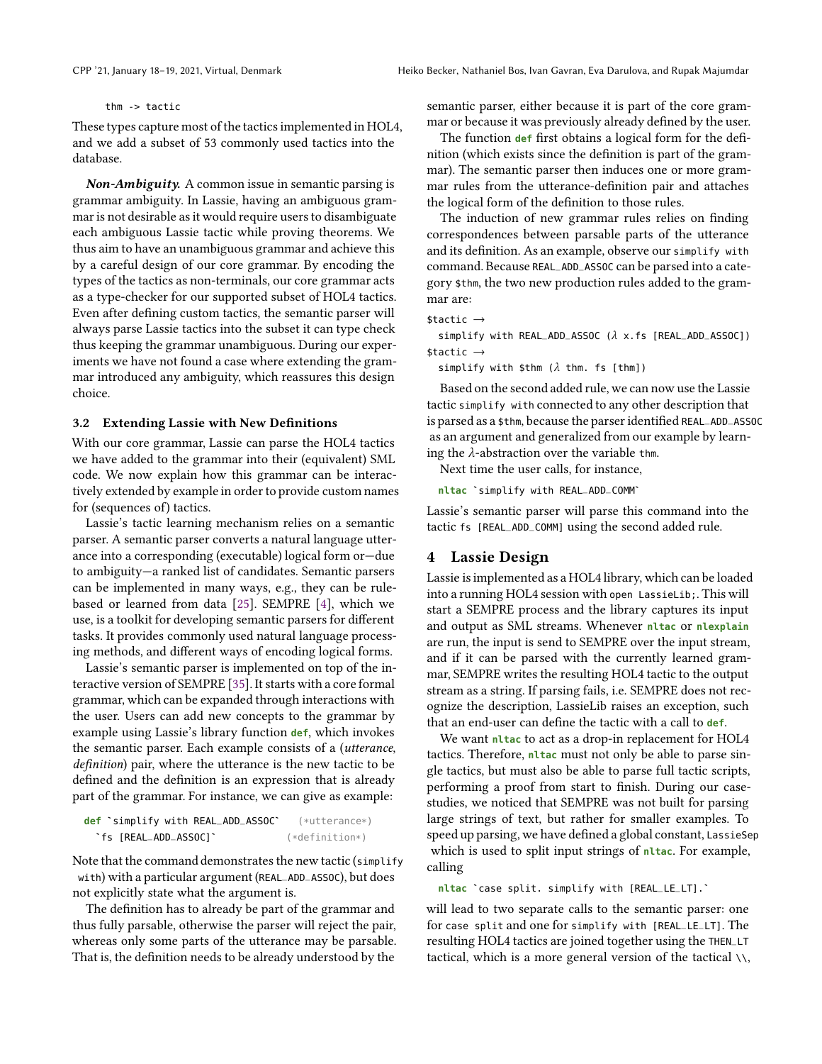```
thm -> tactic
```

These types capture most of the tactics implemented in HOL4, and we add a subset of 53 commonly used tactics into the database.

***Non-Ambiguity.*** A common issue in semantic parsing is grammar ambiguity. In Lassie, having an ambiguous grammar is not desirable as it would require users to disambiguate each ambiguous Lassie tactic while proving theorems. We thus aim to have an unambiguous grammar and achieve this by a careful design of our core grammar. By encoding the types of the tactics as non-terminals, our core grammar acts as a type-checker for our supported subset of HOL4 tactics. Even after defining custom tactics, the semantic parser will always parse Lassie tactics into the subset it can type check thus keeping the grammar unambiguous. During our experiments we have not found a case where extending the grammar introduced any ambiguity, which reassures this design choice.

### 3.2 Extending Lassie with New Definitions

With our core grammar, Lassie can parse the HOL4 tactics we have added to the grammar into their (equivalent) SML code. We now explain how this grammar can be interactively extended by example in order to provide custom names for (sequences of) tactics.

Lassie's tactic learning mechanism relies on a semantic parser. A semantic parser converts a natural language utterance into a corresponding (executable) logical form or—due to ambiguity—a ranked list of candidates. Semantic parsers can be implemented in many ways, e.g., they can be rule-based or learned from data [25]. SEMPRE [4], which we use, is a toolkit for developing semantic parsers for different tasks. It provides commonly used natural language processing methods, and different ways of encoding logical forms.

Lassie's semantic parser is implemented on top of the interactive version of SEMPRE [35]. It starts with a core formal grammar, which can be expanded through interactions with the user. Users can add new concepts to the grammar by example using Lassie's library function **def**, which invokes the semantic parser. Each example consists of a (*utterance, definition*) pair, where the utterance is the new tactic to be defined and the definition is an expression that is already part of the grammar. For instance, we can give as example:

```
def `simplify with REAL_ADD_ASSOC`   (*utterance*)
  `fs [REAL_ADD_ASSOC]`             (*definition*)
```

Note that the command demonstrates the new tactic (`simplify with`) with a particular argument (`REAL_ADD_ASSOC`), but does not explicitly state what the argument is.

The definition has to already be part of the grammar and thus fully parsable, otherwise the parser will reject the pair, whereas only some parts of the utterance may be parsable. That is, the definition needs to be already understood by the semantic parser, either because it is part of the core grammar or because it was previously already defined by the user.

The function **def** first obtains a logical form for the definition (which exists since the definition is part of the grammar). The semantic parser then induces one or more grammar rules from the utterance-definition pair and attaches the logical form of the definition to those rules.

The induction of new grammar rules relies on finding correspondences between parsable parts of the utterance and its definition. As an example, observe our `simplify with` command. Because `REAL_ADD_ASSOC` can be parsed into a category `$thm`, the two new production rules added to the grammar are:

```
$tactic →
  simplify with REAL_ADD_ASSOC (λ x.fs [REAL_ADD_ASSOC])
$tactic →
  simplify with $thm (λ thm. fs [thm])
```

Based on the second added rule, we can now use the Lassie tactic `simplify with` connected to any other description that is parsed as a `$thm`, because the parser identified `REAL_ADD_ASSOC` as an argument and generalized from our example by learning the $\lambda$-abstraction over the variable `thm`.

Next time the user calls, for instance,

```
nltac `simplify with REAL_ADD_COMM`
```

Lassie's semantic parser will parse this command into the tactic `fs [REAL_ADD_COMM]` using the second added rule.

## 4 Lassie Design

Lassie is implemented as a HOL4 library, which can be loaded into a running HOL4 session with `open LassieLib;`. This will start a SEMPRE process and the library captures its input and output as SML streams. Whenever **nltac** or **nlexplain** are run, the input is send to SEMPRE over the input stream, and if it can be parsed with the currently learned grammar, SEMPRE writes the resulting HOL4 tactic to the output stream as a string. If parsing fails, i.e. SEMPRE does not recognize the description, LassieLib raises an exception, such that an end-user can define the tactic with a call to **def**.

We want **nltac** to act as a drop-in replacement for HOL4 tactics. Therefore, **nltac** must not only be able to parse single tactics, but must also be able to parse full tactic scripts, performing a proof from start to finish. During our case-studies, we noticed that SEMPRE was not built for parsing large strings of text, but rather for smaller examples. To speed up parsing, we have defined a global constant, `LassieSep` which is used to split input strings of **nltac**. For example, calling

```
nltac `case split. simplify with [REAL_LE_LT].`
```

will lead to two separate calls to the semantic parser: one for `case split` and one for `simplify with [REAL_LE_LT]`. The resulting HOL4 tactics are joined together using the `THEN_LT` tactical, which is a more general version of the tactical `\\`,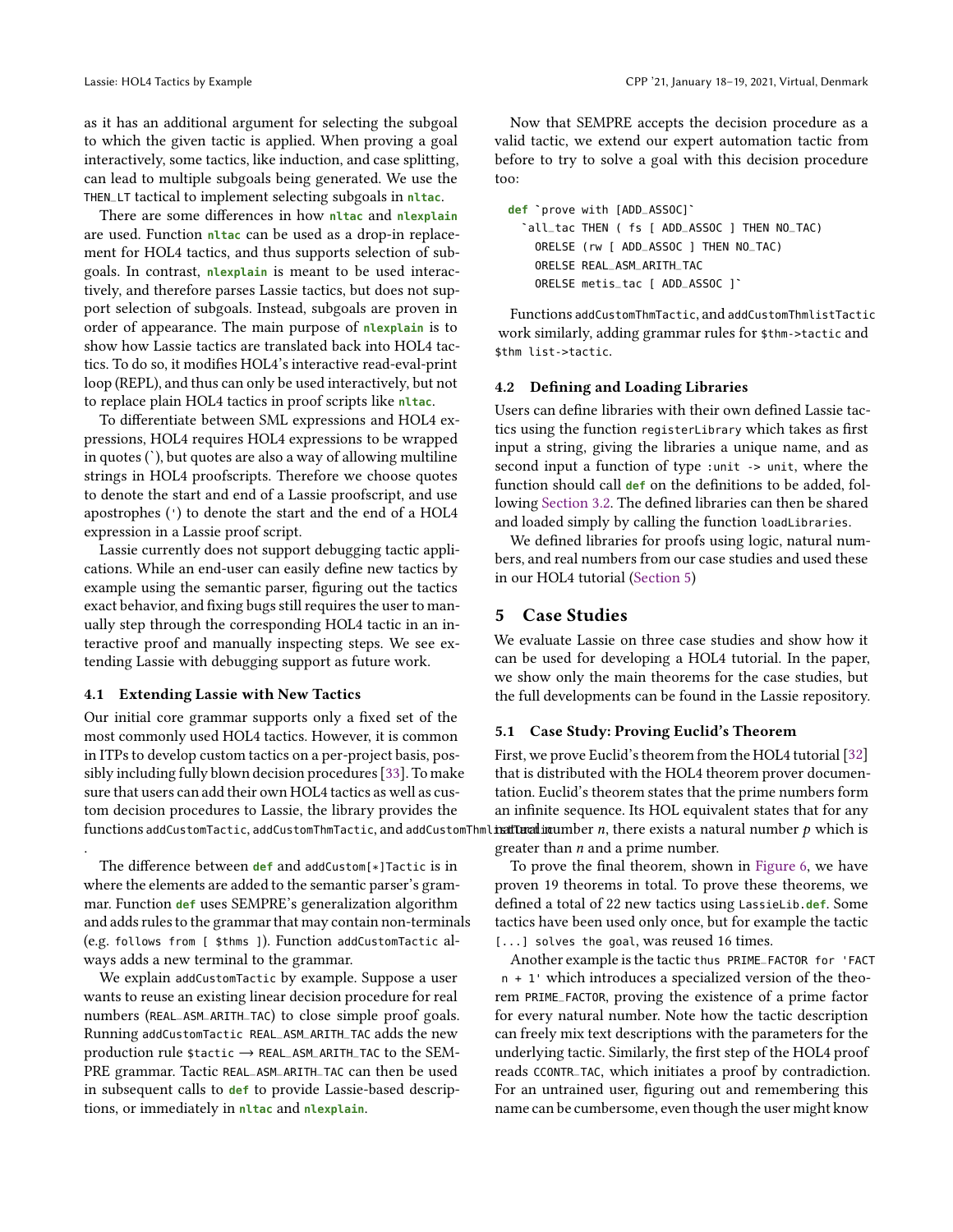as it has an additional argument for selecting the subgoal to which the given tactic is applied. When proving a goal interactively, some tactics, like induction, and case splitting, can lead to multiple subgoals being generated. We use the THEN_LT tactical to implement selecting subgoals in **nltac**.

There are some differences in how **nltac** and **nlexplain** are used. Function **nltac** can be used as a drop-in replacement for HOL4 tactics, and thus supports selection of subgoals. In contrast, **nlexplain** is meant to be used interactively, and therefore parses Lassie tactics, but does not support selection of subgoals. Instead, subgoals are proven in order of appearance. The main purpose of **nlexplain** is to show how Lassie tactics are translated back into HOL4 tactics. To do so, it modifies HOL4's interactive read-eval-print loop (REPL), and thus can only be used interactively, but not to replace plain HOL4 tactics in proof scripts like **nltac**.

To differentiate between SML expressions and HOL4 expressions, HOL4 requires HOL4 expressions to be wrapped in quotes (`), but quotes are also a way of allowing multiline strings in HOL4 proofscripts. Therefore we choose quotes to denote the start and end of a Lassie proofscript, and use apostrophes (') to denote the start and the end of a HOL4 expression in a Lassie proof script.

Lassie currently does not support debugging tactic applications. While an end-user can easily define new tactics by example using the semantic parser, figuring out the tactics exact behavior, and fixing bugs still requires the user to manually step through the corresponding HOL4 tactic in an interactive proof and manually inspecting steps. We see extending Lassie with debugging support as future work.

### 4.1 Extending Lassie with New Tactics

Our initial core grammar supports only a fixed set of the most commonly used HOL4 tactics. However, it is common in ITPs to develop custom tactics on a per-project basis, possibly including fully blown decision procedures [33]. To make sure that users can add their own HOL4 tactics as well as custom decision procedures to Lassie, the library provides the functions addCustomTactic, addCustomThmTactic, and addCustomThmlistTactic.

The difference between **def** and addCustom[*]Tactic is in where the elements are added to the semantic parser's grammar. Function **def** uses SEMPRE's generalization algorithm and adds rules to the grammar that may contain non-terminals (e.g. follows from [ $thms ]). Function addCustomTactic always adds a new terminal to the grammar.

We explain addCustomTactic by example. Suppose a user wants to reuse an existing linear decision procedure for real numbers (REAL_ASM_ARITH_TAC) to close simple proof goals. Running addCustomTactic REAL_ASM_ARITH_TAC adds the new production rule $tactic → REAL_ASM_ARITH_TAC to the SEMPRE grammar. Tactic REAL_ASM_ARITH_TAC can then be used in subsequent calls to **def** to provide Lassie-based descriptions, or immediately in **nltac** and **nlexplain**.

Now that SEMPRE accepts the decision procedure as a valid tactic, we extend our expert automation tactic from before to try to solve a goal with this decision procedure too:

```
def `prove with [ADD_ASSOC]`
  `all_tac THEN ( fs [ ADD_ASSOC ] THEN NO_TAC)
    ORELSE (rw [ ADD_ASSOC ] THEN NO_TAC)
    ORELSE REAL_ASM_ARITH_TAC
    ORELSE metis_tac [ ADD_ASSOC ]`
```

Functions addCustomThmTactic, and addCustomThmlistTactic work similarly, adding grammar rules for $thm->tactic and $thm list->tactic.

### 4.2 Defining and Loading Libraries

Users can define libraries with their own defined Lassie tactics using the function registerLibrary which takes as first input a string, giving the libraries a unique name, and as second input a function of type :unit -> unit, where the function should call **def** on the definitions to be added, following Section 3.2. The defined libraries can then be shared and loaded simply by calling the function loadLibraries.

We defined libraries for proofs using logic, natural numbers, and real numbers from our case studies and used these in our HOL4 tutorial (Section 5)

## 5 Case Studies

We evaluate Lassie on three case studies and show how it can be used for developing a HOL4 tutorial. In the paper, we show only the main theorems for the case studies, but the full developments can be found in the Lassie repository.

### 5.1 Case Study: Proving Euclid's Theorem

First, we prove Euclid's theorem from the HOL4 tutorial [32] that is distributed with the HOL4 theorem prover documentation. Euclid's theorem states that the prime numbers form an infinite sequence. Its HOL equivalent states that for any natural number $n$, there exists a natural number $p$ which is greater than $n$ and a prime number.

To prove the final theorem, shown in Figure 6, we have proven 19 theorems in total. To prove these theorems, we defined a total of 22 new tactics using LassieLib.**def**. Some tactics have been used only once, but for example the tactic [...] solves the goal, was reused 16 times.

Another example is the tactic thus PRIME_FACTOR for 'FACT n + 1' which introduces a specialized version of the theorem PRIME_FACTOR, proving the existence of a prime factor for every natural number. Note how the tactic description can freely mix text descriptions with the parameters for the underlying tactic. Similarly, the first step of the HOL4 proof reads CCONTR_TAC, which initiates a proof by contradiction. For an untrained user, figuring out and remembering this name can be cumbersome, even though the user might know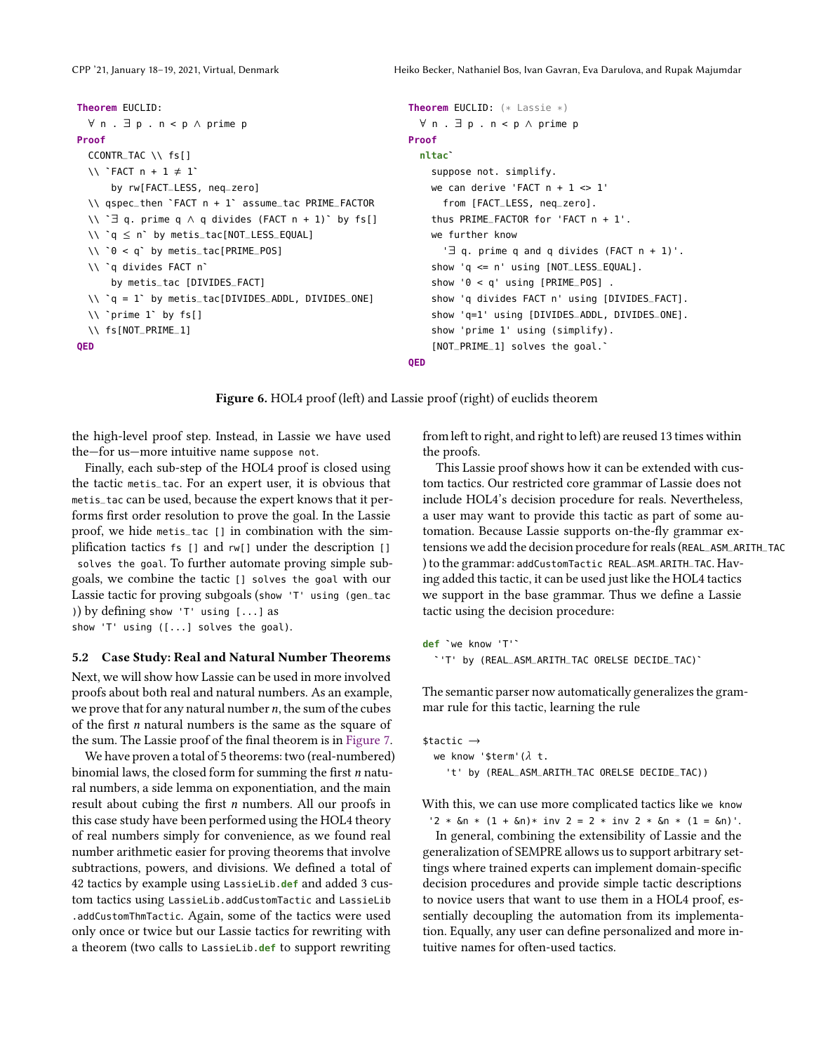```
Theorem EUCLID:
  ∀ n . ∃ p . n < p ∧ prime p
Proof
  CCONTR_TAC \\ fs[]
  \\ `FACT n + 1 ≠ 1`
      by rw[FACT_LESS, neq_zero]
  \\ qspec_then `FACT n + 1` assume_tac PRIME_FACTOR
  \\ `∃ q. prime q ∧ q divides (FACT n + 1)` by fs[]
  \\ `q ≤ n` by metis_tac[NOT_LESS_EQUAL]
  \\ `0 < q` by metis_tac[PRIME_POS]
  \\ `q divides FACT n`
      by metis_tac [DIVIDES_FACT]
  \\ `q = 1` by metis_tac[DIVIDES_ADDL, DIVIDES_ONE]
  \\ `prime 1` by fs[]
  \\ fs[NOT_PRIME_1]
QED
```

```
Theorem EUCLID: (* Lassie *)
  ∀ n . ∃ p . n < p ∧ prime p
Proof
  nltac`
    suppose not. simplify.
    we can derive 'FACT n + 1 <> 1'
      from [FACT_LESS, neq_zero].
    thus PRIME_FACTOR for 'FACT n + 1'.
    we further know
      '∃ q. prime q and q divides (FACT n + 1)'.
    show 'q <= n' using [NOT_LESS_EQUAL].
    show '0 < q' using [PRIME_POS] .
    show 'q divides FACT n' using [DIVIDES_FACT].
    show 'q=1' using [DIVIDES_ADDL, DIVIDES_ONE].
    show 'prime 1' using (simplify).
    [NOT_PRIME_1] solves the goal.`
QED
```

**Figure 6.** HOL4 proof (left) and Lassie proof (right) of euclids theorem

the high-level proof step. Instead, in Lassie we have used the—for us—more intuitive name `suppose not`.

Finally, each sub-step of the HOL4 proof is closed using the tactic `metis_tac`. For an expert user, it is obvious that `metis_tac` can be used, because the expert knows that it performs first order resolution to prove the goal. In the Lassie proof, we hide `metis_tac []` in combination with the simplification tactics `fs []` and `rw[]` under the description `[] solves the goal`. To further automate proving simple subgoals, we combine the tactic `[] solves the goal` with our Lassie tactic for proving subgoals (`show 'T' using (gen_tac)`) by defining `show 'T' using [...]` as `show 'T' using ([...] solves the goal)`.

### 5.2 Case Study: Real and Natural Number Theorems

Next, we will show how Lassie can be used in more involved proofs about both real and natural numbers. As an example, we prove that for any natural number *n*, the sum of the cubes of the first *n* natural numbers is the same as the square of the sum. The Lassie proof of the final theorem is in Figure 7.

We have proven a total of 5 theorems: two (real-numbered) binomial laws, the closed form for summing the first *n* natural numbers, a side lemma on exponentiation, and the main result about cubing the first *n* numbers. All our proofs in this case study have been performed using the HOL4 theory of real numbers simply for convenience, as we found real number arithmetic easier for proving theorems that involve subtractions, powers, and divisions. We defined a total of 42 tactics by example using `LassieLib.def` and added 3 custom tactics using `LassieLib.addCustomTactic` and `LassieLib.addCustomThmTactic`. Again, some of the tactics were used only once or twice but our Lassie tactics for rewriting with a theorem (two calls to `LassieLib.def` to support rewriting from left to right, and right to left) are reused 13 times within the proofs.

This Lassie proof shows how it can be extended with custom tactics. Our restricted core grammar of Lassie does not include HOL4's decision procedure for reals. Nevertheless, a user may want to provide this tactic as part of some automation. Because Lassie supports on-the-fly grammar extensions we add the decision procedure for reals (`REAL_ASM_ARITH_TAC`) to the grammar: `addCustomTactic REAL_ASM_ARITH_TAC`. Having added this tactic, it can be used just like the HOL4 tactics we support in the base grammar. Thus we define a Lassie tactic using the decision procedure:

```
def `we know 'T'`
  `'T' by (REAL_ASM_ARITH_TAC ORELSE DECIDE_TAC)`
```

The semantic parser now automatically generalizes the grammar rule for this tactic, learning the rule

```
$tactic →
  we know '$term'(λ t.
    't' by (REAL_ASM_ARITH_TAC ORELSE DECIDE_TAC))
```

With this, we can use more complicated tactics like `we know '2 * &n * (1 + &n)* inv 2 = 2 * inv 2 * &n * (1 = &n)'`.

In general, combining the extensibility of Lassie and the generalization of SEMPRE allows us to support arbitrary settings where trained experts can implement domain-specific decision procedures and provide simple tactic descriptions to novice users that want to use them in a HOL4 proof, essentially decoupling the automation from its implementation. Equally, any user can define personalized and more intuitive names for often-used tactics.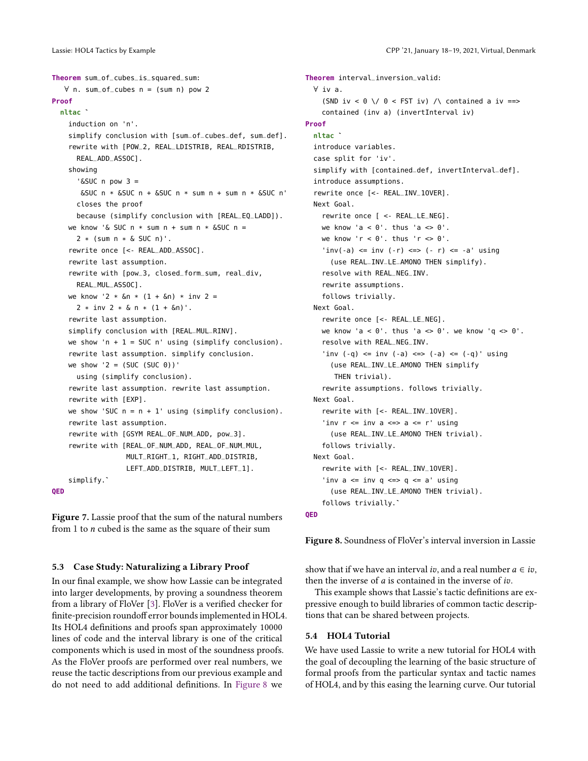```
Theorem sum_of_cubes_is_squared_sum:
  ∀ n. sum_of_cubes n = (sum n) pow 2
Proof
  nltac `
    induction on 'n'.
    simplify conclusion with [sum_of_cubes_def, sum_def].
    rewrite with [POW_2, REAL_LDISTRIB, REAL_RDISTRIB,
      REAL_ADD_ASSOC].
    showing
      '&SUC n pow 3 =
       &SUC n * &SUC n + &SUC n * sum n + sum n * &SUC n'
      closes the proof
      because (simplify conclusion with [REAL_EQ_LADD]).
    we know '& SUC n * sum n + sum n * &SUC n =
      2 * (sum n * & SUC n)'.
    rewrite once [<- REAL_ADD_ASSOC].
    rewrite last assumption.
    rewrite with [pow_3, closed_form_sum, real_div,
      REAL_MUL_ASSOC].
    we know '2 * &n * (1 + &n) * inv 2 =
      2 * inv 2 * & n * (1 + &n)'.
    rewrite last assumption.
    simplify conclusion with [REAL_MUL_RINV].
    we show 'n + 1 = SUC n' using (simplify conclusion).
    rewrite last assumption. simplify conclusion.
    we show '2 = (SUC (SUC 0))'
      using (simplify conclusion).
    rewrite last assumption. rewrite last assumption.
    rewrite with [EXP].
    we show 'SUC n = n + 1' using (simplify conclusion).
    rewrite last assumption.
    rewrite with [GSYM REAL_OF_NUM_ADD, pow_3].
    rewrite with [REAL_OF_NUM_ADD, REAL_OF_NUM_MUL,
                  MULT_RIGHT_1, RIGHT_ADD_DISTRIB,
                  LEFT_ADD_DISTRIB, MULT_LEFT_1].
    simplify.`
QED
```

**Figure 7.** Lassie proof that the sum of the natural numbers from 1 to $n$ cubed is the same as the square of their sum

### 5.3 Case Study: Naturalizing a Library Proof

In our final example, we show how Lassie can be integrated into larger developments, by proving a soundness theorem from a library of FloVer [3]. FloVer is a verified checker for finite-precision roundoff error bounds implemented in HOL4. Its HOL4 definitions and proofs span approximately 10000 lines of code and the interval library is one of the critical components which is used in most of the soundness proofs. As the FloVer proofs are performed over real numbers, we reuse the tactic descriptions from our previous example and do not need to add additional definitions. In Figure 8 we show that if we have an interval $iv$, and a real number $a \in iv$, then the inverse of $a$ is contained in the inverse of $iv$.

```
Theorem interval_inversion_valid:
  ∀ iv a.
    (SND iv < 0 \/ 0 < FST iv) /\ contained a iv ==>
    contained (inv a) (invertInterval iv)
Proof
  nltac `
  introduce variables.
  case split for 'iv'.
  simplify with [contained_def, invertInterval_def].
  introduce assumptions.
  rewrite once [<- REAL_INV_1OVER].
  Next Goal.
    rewrite once [ <- REAL_LE_NEG].
    we know 'a < 0'. thus 'a <> 0'.
    we know 'r < 0'. thus 'r <> 0'.
    'inv(-a) <= inv (-r) <=> (- r) <= -a' using
      (use REAL_INV_LE_AMONO THEN simplify).
    resolve with REAL_NEG_INV.
    rewrite assumptions.
    follows trivially.
  Next Goal.
    rewrite once [<- REAL_LE_NEG].
    we know 'a < 0'. thus 'a <> 0'. we know 'q <> 0'.
    resolve with REAL_NEG_INV.
    'inv (-q) <= inv (-a) <=> (-a) <= (-q)' using
      (use REAL_INV_LE_AMONO THEN simplify
       THEN trivial).
    rewrite assumptions. follows trivially.
  Next Goal.
    rewrite with [<- REAL_INV_1OVER].
    'inv r <= inv a <=> a <= r' using
      (use REAL_INV_LE_AMONO THEN trivial).
    follows trivially.
  Next Goal.
    rewrite with [<- REAL_INV_1OVER].
    'inv a <= inv q <=> q <= a' using
      (use REAL_INV_LE_AMONO THEN trivial).
    follows trivially.`
QED
```

**Figure 8.** Soundness of FloVer's interval inversion in Lassie

This example shows that Lassie's tactic definitions are expressive enough to build libraries of common tactic descriptions that can be shared between projects.

### 5.4 HOL4 Tutorial

We have used Lassie to write a new tutorial for HOL4 with the goal of decoupling the learning of the basic structure of formal proofs from the particular syntax and tactic names of HOL4, and by this easing the learning curve. Our tutorial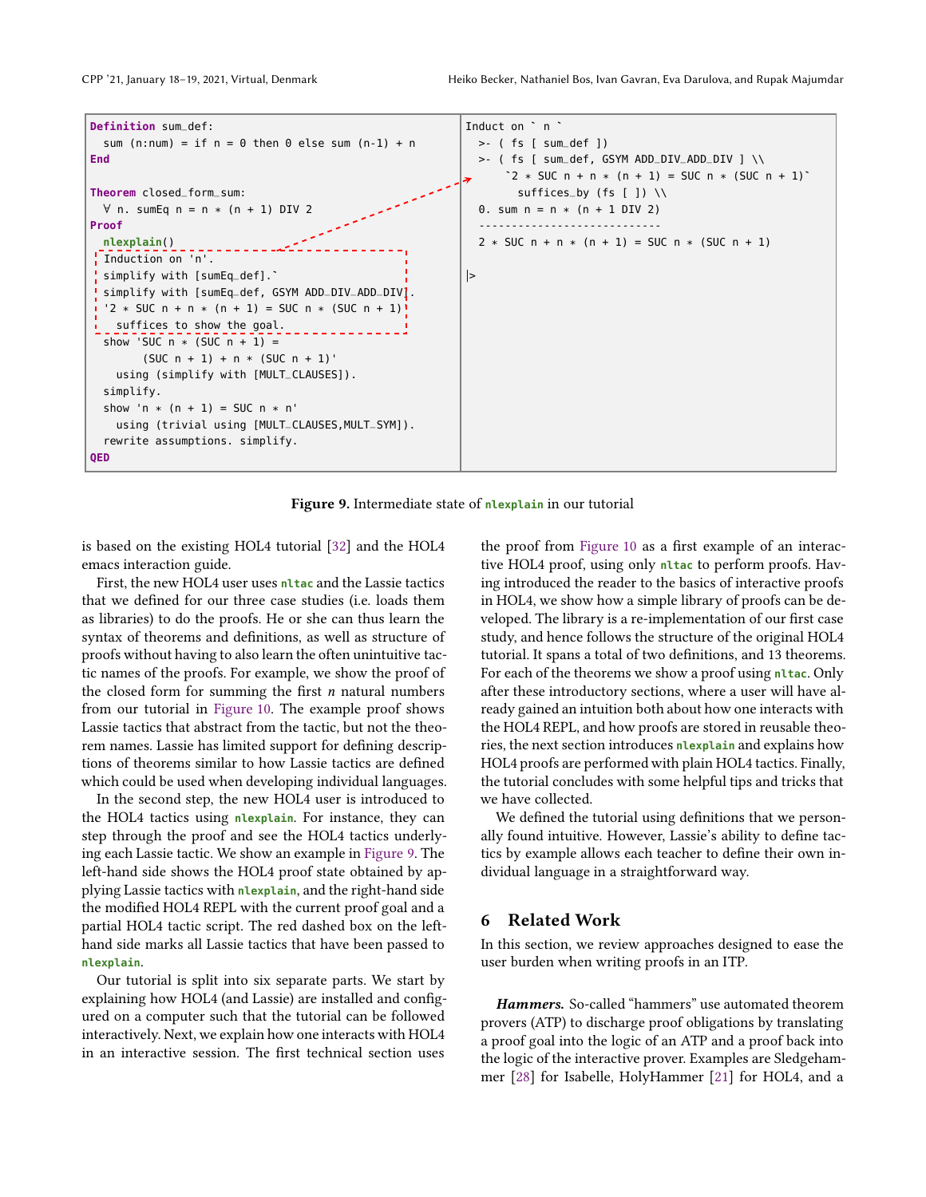```
Definition sum_def:
  sum (n:num) = if n = 0 then 0 else sum (n-1) + n
End

Theorem closed_form_sum:
  ∀ n. sumEq n = n * (n + 1) DIV 2
Proof
  nlexplain()
  Induction on 'n'.
  simplify with [sumEq_def].`
  simplify with [sumEq_def, GSYM ADD_DIV_ADD_DIV].
  '2 * SUC n + n * (n + 1) = SUC n * (SUC n + 1)'
    suffices to show the goal.
  show 'SUC n * (SUC n + 1) =
        (SUC n + 1) + n * (SUC n + 1)'
    using (simplify with [MULT_CLAUSES]).
  simplify.
  show 'n * (n + 1) = SUC n * n'
    using (trivial using [MULT_CLAUSES,MULT_SYM]).
  rewrite assumptions. simplify.
QED
```

```
Induct on ` n `
  >- ( fs [ sum_def ])
  >- ( fs [ sum_def, GSYM ADD_DIV_ADD_DIV ] \\
      `2 * SUC n + n * (n + 1) = SUC n * (SUC n + 1)`
        suffices_by (fs [ ]) \\
  0. sum n = n * (n + 1 DIV 2)
  ----------------------------
  2 * SUC n + n * (n + 1) = SUC n * (SUC n + 1)

|>
```

**Figure 9.** Intermediate state of **nlexplain** in our tutorial

is based on the existing HOL4 tutorial [32] and the HOL4 emacs interaction guide.

First, the new HOL4 user uses **nltac** and the Lassie tactics that we defined for our three case studies (i.e. loads them as libraries) to do the proofs. He or she can thus learn the syntax of theorems and definitions, as well as structure of proofs without having to also learn the often unintuitive tactic names of the proofs. For example, we show the proof of the closed form for summing the first $n$ natural numbers from our tutorial in Figure 10. The example proof shows Lassie tactics that abstract from the tactic, but not the theorem names. Lassie has limited support for defining descriptions of theorems similar to how Lassie tactics are defined which could be used when developing individual languages.

In the second step, the new HOL4 user is introduced to the HOL4 tactics using **nlexplain**. For instance, they can step through the proof and see the HOL4 tactics underlying each Lassie tactic. We show an example in Figure 9. The left-hand side shows the HOL4 proof state obtained by applying Lassie tactics with **nlexplain**, and the right-hand side the modified HOL4 REPL with the current proof goal and a partial HOL4 tactic script. The red dashed box on the left-hand side marks all Lassie tactics that have been passed to **nlexplain**.

Our tutorial is split into six separate parts. We start by explaining how HOL4 (and Lassie) are installed and configured on a computer such that the tutorial can be followed interactively. Next, we explain how one interacts with HOL4 in an interactive session. The first technical section uses the proof from Figure 10 as a first example of an interactive HOL4 proof, using only **nltac** to perform proofs. Having introduced the reader to the basics of interactive proofs in HOL4, we show how a simple library of proofs can be developed. The library is a re-implementation of our first case study, and hence follows the structure of the original HOL4 tutorial. It spans a total of two definitions, and 13 theorems. For each of the theorems we show a proof using **nltac**. Only after these introductory sections, where a user will have already gained an intuition both about how one interacts with the HOL4 REPL, and how proofs are stored in reusable theories, the next section introduces **nlexplain** and explains how HOL4 proofs are performed with plain HOL4 tactics. Finally, the tutorial concludes with some helpful tips and tricks that we have collected.

We defined the tutorial using definitions that we personally found intuitive. However, Lassie's ability to define tactics by example allows each teacher to define their own individual language in a straightforward way.

## 6 Related Work

In this section, we review approaches designed to ease the user burden when writing proofs in an ITP.

***Hammers.*** So-called "hammers" use automated theorem provers (ATP) to discharge proof obligations by translating a proof goal into the logic of an ATP and a proof back into the logic of the interactive prover. Examples are Sledgehammer [28] for Isabelle, HolyHammer [21] for HOL4, and a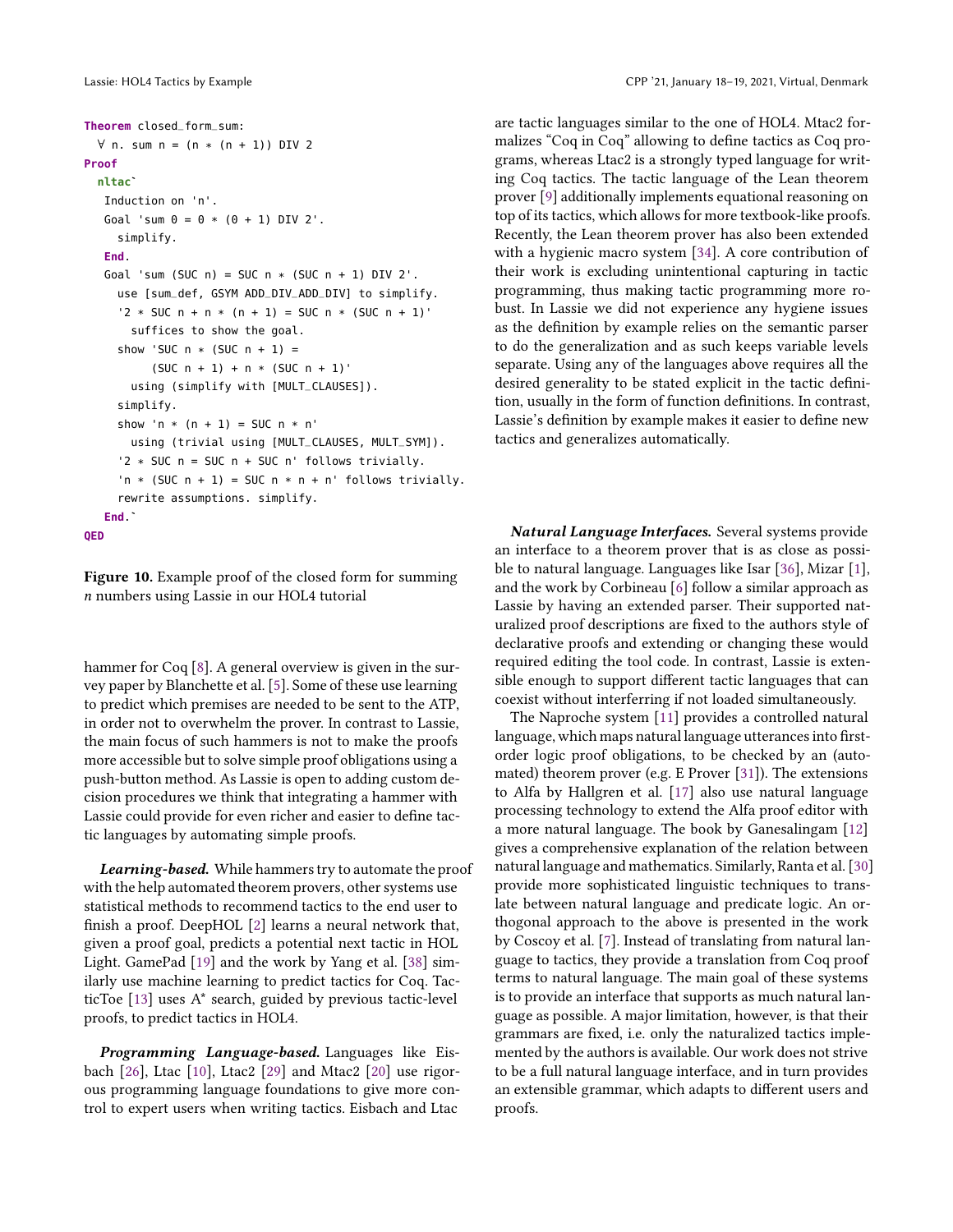```
Theorem closed_form_sum:
  ∀ n. sum n = (n * (n + 1)) DIV 2
Proof
  nltac`
   Induction on 'n'.
   Goal 'sum 0 = 0 * (0 + 1) DIV 2'.
     simplify.
   End.
   Goal 'sum (SUC n) = SUC n * (SUC n + 1) DIV 2'.
     use [sum_def, GSYM ADD_DIV_ADD_DIV] to simplify.
     '2 * SUC n + n * (n + 1) = SUC n * (SUC n + 1)'
       suffices to show the goal.
     show 'SUC n * (SUC n + 1) =
          (SUC n + 1) + n * (SUC n + 1)'
       using (simplify with [MULT_CLAUSES]).
     simplify.
     show 'n * (n + 1) = SUC n * n'
       using (trivial using [MULT_CLAUSES, MULT_SYM]).
     '2 * SUC n = SUC n + SUC n' follows trivially.
     'n * (SUC n + 1) = SUC n * n + n' follows trivially.
     rewrite assumptions. simplify.
   End.`
QED
```

**Figure 10.** Example proof of the closed form for summing *n* numbers using Lassie in our HOL4 tutorial

hammer for Coq [8]. A general overview is given in the survey paper by Blanchette et al. [5]. Some of these use learning to predict which premises are needed to be sent to the ATP, in order not to overwhelm the prover. In contrast to Lassie, the main focus of such hammers is not to make the proofs more accessible but to solve simple proof obligations using a push-button method. As Lassie is open to adding custom decision procedures we think that integrating a hammer with Lassie could provide for even richer and easier to define tactic languages by automating simple proofs.

***Learning-based.*** While hammers try to automate the proof with the help automated theorem provers, other systems use statistical methods to recommend tactics to the end user to finish a proof. DeepHOL [2] learns a neural network that, given a proof goal, predicts a potential next tactic in HOL Light. GamePad [19] and the work by Yang et al. [38] similarly use machine learning to predict tactics for Coq. TacticToe [13] uses A* search, guided by previous tactic-level proofs, to predict tactics in HOL4.

***Programming Language-based.*** Languages like Eisbach [26], Ltac [10], Ltac2 [29] and Mtac2 [20] use rigorous programming language foundations to give more control to expert users when writing tactics. Eisbach and Ltac are tactic languages similar to the one of HOL4. Mtac2 formalizes "Coq in Coq" allowing to define tactics as Coq programs, whereas Ltac2 is a strongly typed language for writing Coq tactics. The tactic language of the Lean theorem prover [9] additionally implements equational reasoning on top of its tactics, which allows for more textbook-like proofs. Recently, the Lean theorem prover has also been extended with a hygienic macro system [34]. A core contribution of their work is excluding unintentional capturing in tactic programming, thus making tactic programming more robust. In Lassie we did not experience any hygiene issues as the definition by example relies on the semantic parser to do the generalization and as such keeps variable levels separate. Using any of the languages above requires all the desired generality to be stated explicit in the tactic definition, usually in the form of function definitions. In contrast, Lassie's definition by example makes it easier to define new tactics and generalizes automatically.

***Natural Language Interfaces.*** Several systems provide an interface to a theorem prover that is as close as possible to natural language. Languages like Isar [36], Mizar [1], and the work by Corbineau [6] follow a similar approach as Lassie by having an extended parser. Their supported naturalized proof descriptions are fixed to the authors style of declarative proofs and extending or changing these would required editing the tool code. In contrast, Lassie is extensible enough to support different tactic languages that can coexist without interferring if not loaded simultaneously.

The Naproche system [11] provides a controlled natural language, which maps natural language utterances into first-order logic proof obligations, to be checked by an (automated) theorem prover (e.g. E Prover [31]). The extensions to Alfa by Hallgren et al. [17] also use natural language processing technology to extend the Alfa proof editor with a more natural language. The book by Ganesalingam [12] gives a comprehensive explanation of the relation between natural language and mathematics. Similarly, Ranta et al. [30] provide more sophisticated linguistic techniques to translate between natural language and predicate logic. An orthogonal approach to the above is presented in the work by Coscoy et al. [7]. Instead of translating from natural language to tactics, they provide a translation from Coq proof terms to natural language. The main goal of these systems is to provide an interface that supports as much natural language as possible. A major limitation, however, is that their grammars are fixed, i.e. only the naturalized tactics implemented by the authors is available. Our work does not strive to be a full natural language interface, and in turn provides an extensible grammar, which adapts to different users and proofs.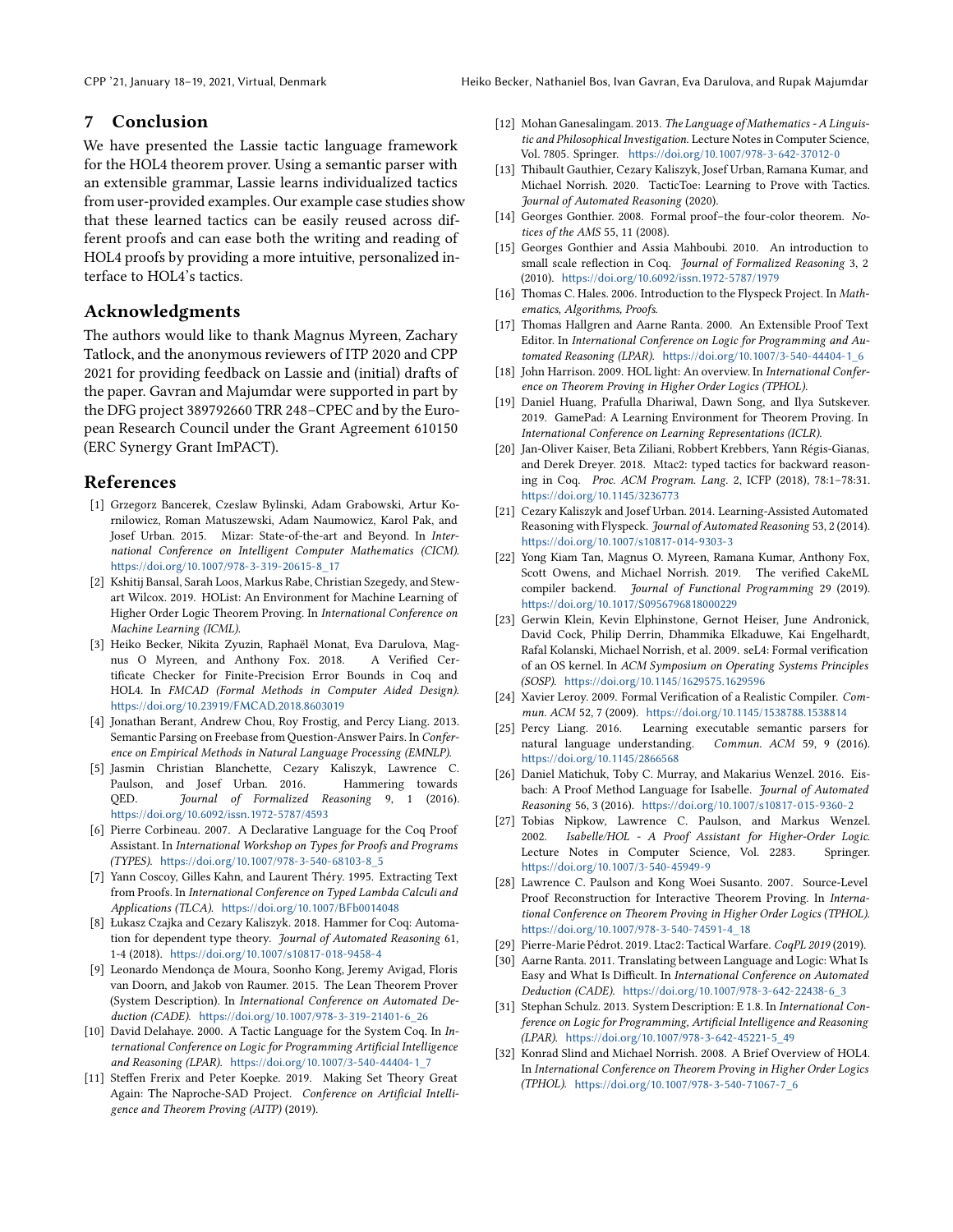## 7 Conclusion

We have presented the Lassie tactic language framework for the HOL4 theorem prover. Using a semantic parser with an extensible grammar, Lassie learns individualized tactics from user-provided examples. Our example case studies show that these learned tactics can be easily reused across different proofs and can ease both the writing and reading of HOL4 proofs by providing a more intuitive, personalized interface to HOL4's tactics.

## Acknowledgments

The authors would like to thank Magnus Myreen, Zachary Tatlock, and the anonymous reviewers of ITP 2020 and CPP 2021 for providing feedback on Lassie and (initial) drafts of the paper. Gavran and Majumdar were supported in part by the DFG project 389792660 TRR 248–CPEC and by the European Research Council under the Grant Agreement 610150 (ERC Synergy Grant ImPACT).

## References

[1] Grzegorz Bancerek, Czeslaw Bylinski, Adam Grabowski, Artur Kornilowicz, Roman Matuszewski, Adam Naumowicz, Karol Pak, and Josef Urban. 2015. Mizar: State-of-the-art and Beyond. In *International Conference on Intelligent Computer Mathematics (CICM)*. https://doi.org/10.1007/978-3-319-20615-8_17

[2] Kshitij Bansal, Sarah Loos, Markus Rabe, Christian Szegedy, and Stewart Wilcox. 2019. HOList: An Environment for Machine Learning of Higher Order Logic Theorem Proving. In *International Conference on Machine Learning (ICML)*.

[3] Heiko Becker, Nikita Zyuzin, Raphaël Monat, Eva Darulova, Magnus O Myreen, and Anthony Fox. 2018. A Verified Certificate Checker for Finite-Precision Error Bounds in Coq and HOL4. In *FMCAD (Formal Methods in Computer Aided Design)*. https://doi.org/10.23919/FMCAD.2018.8603019

[4] Jonathan Berant, Andrew Chou, Roy Frostig, and Percy Liang. 2013. Semantic Parsing on Freebase from Question-Answer Pairs. In *Conference on Empirical Methods in Natural Language Processing (EMNLP)*.

[5] Jasmin Christian Blanchette, Cezary Kaliszyk, Lawrence C. Paulson, and Josef Urban. 2016. Hammering towards QED. *Journal of Formalized Reasoning* 9, 1 (2016). https://doi.org/10.6092/issn.1972-5787/4593

[6] Pierre Corbineau. 2007. A Declarative Language for the Coq Proof Assistant. In *International Workshop on Types for Proofs and Programs (TYPES)*. https://doi.org/10.1007/978-3-540-68103-8_5

[7] Yann Coscoy, Gilles Kahn, and Laurent Théry. 1995. Extracting Text from Proofs. In *International Conference on Typed Lambda Calculi and Applications (TLCA)*. https://doi.org/10.1007/BFb0014048

[8] Łukasz Czajka and Cezary Kaliszyk. 2018. Hammer for Coq: Automation for dependent type theory. *Journal of Automated Reasoning* 61, 1-4 (2018). https://doi.org/10.1007/s10817-018-9458-4

[9] Leonardo Mendonça de Moura, Soonho Kong, Jeremy Avigad, Floris van Doorn, and Jakob von Raumer. 2015. The Lean Theorem Prover (System Description). In *International Conference on Automated Deduction (CADE)*. https://doi.org/10.1007/978-3-319-21401-6_26

[10] David Delahaye. 2000. A Tactic Language for the System Coq. In *International Conference on Logic for Programming Artificial Intelligence and Reasoning (LPAR)*. https://doi.org/10.1007/3-540-44404-1_7

[11] Steffen Frerix and Peter Koepke. 2019. Making Set Theory Great Again: The Naproche-SAD Project. *Conference on Artificial Intelligence and Theorem Proving (AITP)* (2019).

[12] Mohan Ganesalingam. 2013. *The Language of Mathematics - A Linguistic and Philosophical Investigation.* Lecture Notes in Computer Science, Vol. 7805. Springer. https://doi.org/10.1007/978-3-642-37012-0

[13] Thibault Gauthier, Cezary Kaliszyk, Josef Urban, Ramana Kumar, and Michael Norrish. 2020. TacticToe: Learning to Prove with Tactics. *Journal of Automated Reasoning* (2020).

[14] Georges Gonthier. 2008. Formal proof–the four-color theorem. *Notices of the AMS* 55, 11 (2008).

[15] Georges Gonthier and Assia Mahboubi. 2010. An introduction to small scale reflection in Coq. *Journal of Formalized Reasoning* 3, 2 (2010). https://doi.org/10.6092/issn.1972-5787/1979

[16] Thomas C. Hales. 2006. Introduction to the Flyspeck Project. In *Mathematics, Algorithms, Proofs*.

[17] Thomas Hallgren and Aarne Ranta. 2000. An Extensible Proof Text Editor. In *International Conference on Logic for Programming and Automated Reasoning (LPAR)*. https://doi.org/10.1007/3-540-44404-1_6

[18] John Harrison. 2009. HOL light: An overview. In *International Conference on Theorem Proving in Higher Order Logics (TPHOL)*.

[19] Daniel Huang, Prafulla Dhariwal, Dawn Song, and Ilya Sutskever. 2019. GamePad: A Learning Environment for Theorem Proving. In *International Conference on Learning Representations (ICLR)*.

[20] Jan-Oliver Kaiser, Beta Ziliani, Robbert Krebbers, Yann Régis-Gianas, and Derek Dreyer. 2018. Mtac2: typed tactics for backward reasoning in Coq. *Proc. ACM Program. Lang.* 2, ICFP (2018), 78:1–78:31. https://doi.org/10.1145/3236773

[21] Cezary Kaliszyk and Josef Urban. 2014. Learning-Assisted Automated Reasoning with Flyspeck. *Journal of Automated Reasoning* 53, 2 (2014). https://doi.org/10.1007/s10817-014-9303-3

[22] Yong Kiam Tan, Magnus O. Myreen, Ramana Kumar, Anthony Fox, Scott Owens, and Michael Norrish. 2019. The verified CakeML compiler backend. *Journal of Functional Programming* 29 (2019). https://doi.org/10.1017/S0956796818000229

[23] Gerwin Klein, Kevin Elphinstone, Gernot Heiser, June Andronick, David Cock, Philip Derrin, Dhammika Elkaduwe, Kai Engelhardt, Rafal Kolanski, Michael Norrish, et al. 2009. seL4: Formal verification of an OS kernel. In *ACM Symposium on Operating Systems Principles (SOSP)*. https://doi.org/10.1145/1629575.1629596

[24] Xavier Leroy. 2009. Formal Verification of a Realistic Compiler. *Commun. ACM* 52, 7 (2009). https://doi.org/10.1145/1538788.1538814

[25] Percy Liang. 2016. Learning executable semantic parsers for natural language understanding. *Commun. ACM* 59, 9 (2016). https://doi.org/10.1145/2866568

[26] Daniel Matichuk, Toby C. Murray, and Makarius Wenzel. 2016. Eisbach: A Proof Method Language for Isabelle. *Journal of Automated Reasoning* 56, 3 (2016). https://doi.org/10.1007/s10817-015-9360-2

[27] Tobias Nipkow, Lawrence C. Paulson, and Markus Wenzel. 2002. *Isabelle/HOL - A Proof Assistant for Higher-Order Logic.* Lecture Notes in Computer Science, Vol. 2283. Springer. https://doi.org/10.1007/3-540-45949-9

[28] Lawrence C. Paulson and Kong Woei Susanto. 2007. Source-Level Proof Reconstruction for Interactive Theorem Proving. In *International Conference on Theorem Proving in Higher Order Logics (TPHOL)*. https://doi.org/10.1007/978-3-540-74591-4_18

[29] Pierre-Marie Pédrot. 2019. Ltac2: Tactical Warfare. *CoqPL 2019* (2019).

[30] Aarne Ranta. 2011. Translating between Language and Logic: What Is Easy and What Is Difficult. In *International Conference on Automated Deduction (CADE)*. https://doi.org/10.1007/978-3-642-22438-6_3

[31] Stephan Schulz. 2013. System Description: E 1.8. In *International Conference on Logic for Programming, Artificial Intelligence and Reasoning (LPAR)*. https://doi.org/10.1007/978-3-642-45221-5_49

[32] Konrad Slind and Michael Norrish. 2008. A Brief Overview of HOL4. In *International Conference on Theorem Proving in Higher Order Logics (TPHOL)*. https://doi.org/10.1007/978-3-540-71067-7_6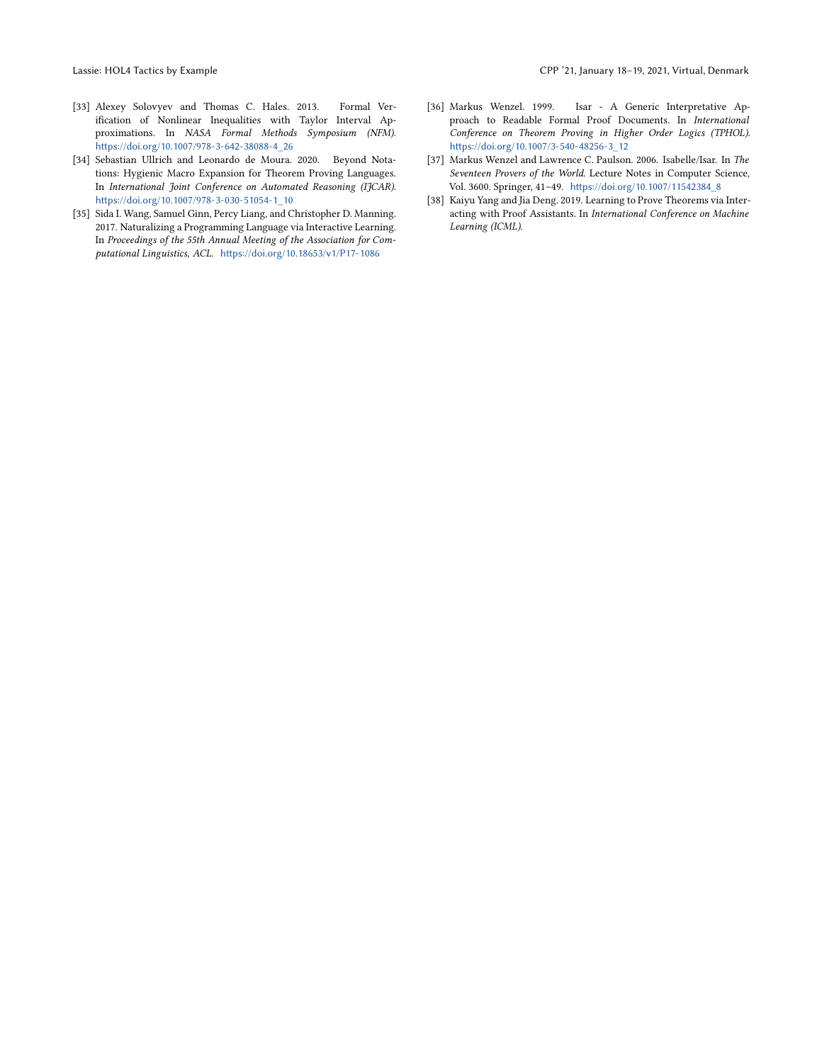[33] Alexey Solovyev and Thomas C. Hales. 2013. Formal Verification of Nonlinear Inequalities with Taylor Interval Approximations. In *NASA Formal Methods Symposium (NFM)*. https://doi.org/10.1007/978-3-642-38088-4_26

[34] Sebastian Ullrich and Leonardo de Moura. 2020. Beyond Notations: Hygienic Macro Expansion for Theorem Proving Languages. In *International Joint Conference on Automated Reasoning (IJCAR)*. https://doi.org/10.1007/978-3-030-51054-1_10

[35] Sida I. Wang, Samuel Ginn, Percy Liang, and Christopher D. Manning. 2017. Naturalizing a Programming Language via Interactive Learning. In *Proceedings of the 55th Annual Meeting of the Association for Computational Linguistics, ACL*. https://doi.org/10.18653/v1/P17-1086

[36] Markus Wenzel. 1999. Isar - A Generic Interpretative Approach to Readable Formal Proof Documents. In *International Conference on Theorem Proving in Higher Order Logics (TPHOL)*. https://doi.org/10.1007/3-540-48256-3_12

[37] Markus Wenzel and Lawrence C. Paulson. 2006. Isabelle/Isar. In *The Seventeen Provers of the World*. Lecture Notes in Computer Science, Vol. 3600. Springer, 41–49. https://doi.org/10.1007/11542384_8

[38] Kaiyu Yang and Jia Deng. 2019. Learning to Prove Theorems via Interacting with Proof Assistants. In *International Conference on Machine Learning (ICML)*.